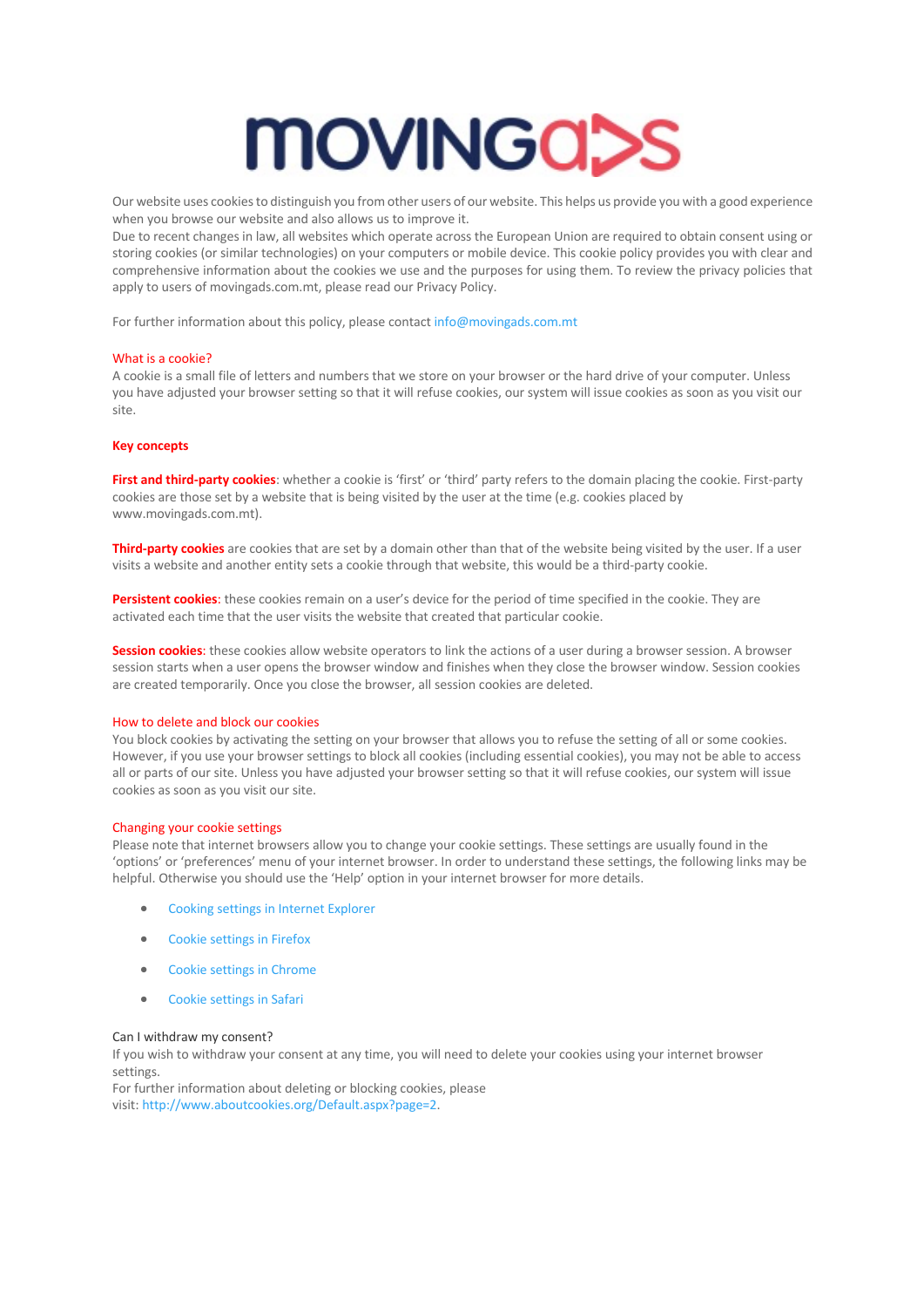# MOVINGADS

Our website uses cookies to distinguish you from other users of our website. This helps us provide you with a good experience when you browse our website and also allows us to improve it.
Due to recent changes in law, all websites which operate across the European Union are required to obtain consent using or storing cookies (or similar technologies) on your computers or mobile device. This cookie policy provides you with clear and comprehensive information about the cookies we use and the purposes for using them. To review the privacy policies that apply to users of movingads.com.mt, please read our Privacy Policy.

For further information about this policy, please contact info@movingads.com.mt

## What is a cookie?

A cookie is a small file of letters and numbers that we store on your browser or the hard drive of your computer. Unless you have adjusted your browser setting so that it will refuse cookies, our system will issue cookies as soon as you visit our site.

## Key concepts

**First and third-party cookies**: whether a cookie is 'first' or 'third' party refers to the domain placing the cookie. First-party cookies are those set by a website that is being visited by the user at the time (e.g. cookies placed by www.movingads.com.mt).

**Third-party cookies** are cookies that are set by a domain other than that of the website being visited by the user. If a user visits a website and another entity sets a cookie through that website, this would be a third-party cookie.

**Persistent cookies**: these cookies remain on a user's device for the period of time specified in the cookie. They are activated each time that the user visits the website that created that particular cookie.

**Session cookies**: these cookies allow website operators to link the actions of a user during a browser session. A browser session starts when a user opens the browser window and finishes when they close the browser window. Session cookies are created temporarily. Once you close the browser, all session cookies are deleted.

## How to delete and block our cookies

You block cookies by activating the setting on your browser that allows you to refuse the setting of all or some cookies. However, if you use your browser settings to block all cookies (including essential cookies), you may not be able to access all or parts of our site. Unless you have adjusted your browser setting so that it will refuse cookies, our system will issue cookies as soon as you visit our site.

## Changing your cookie settings

Please note that internet browsers allow you to change your cookie settings. These settings are usually found in the 'options' or 'preferences' menu of your internet browser. In order to understand these settings, the following links may be helpful. Otherwise you should use the 'Help' option in your internet browser for more details.

- Cooking settings in Internet Explorer
- Cookie settings in Firefox
- Cookie settings in Chrome
- Cookie settings in Safari

## Can I withdraw my consent?

If you wish to withdraw your consent at any time, you will need to delete your cookies using your internet browser settings.
For further information about deleting or blocking cookies, please visit: http://www.aboutcookies.org/Default.aspx?page=2.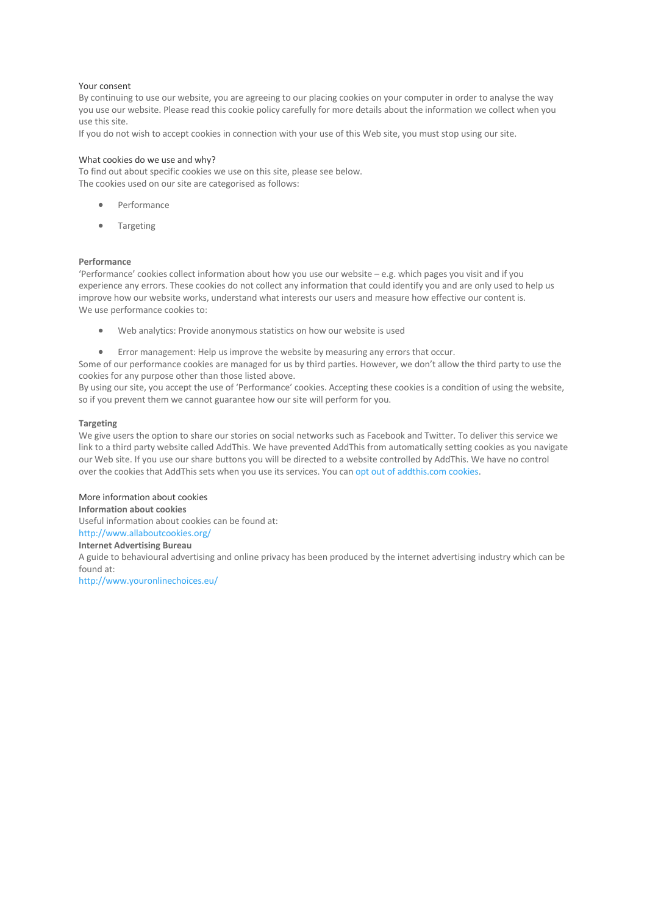Your consent

By continuing to use our website, you are agreeing to our placing cookies on your computer in order to analyse the way you use our website. Please read this cookie policy carefully for more details about the information we collect when you use this site.

If you do not wish to accept cookies in connection with your use of this Web site, you must stop using our site.

What cookies do we use and why?

To find out about specific cookies we use on this site, please see below.

The cookies used on our site are categorised as follows:

- Performance
- Targeting

**Performance**

'Performance' cookies collect information about how you use our website – e.g. which pages you visit and if you experience any errors. These cookies do not collect any information that could identify you and are only used to help us improve how our website works, understand what interests our users and measure how effective our content is.

We use performance cookies to:

- Web analytics: Provide anonymous statistics on how our website is used
- Error management: Help us improve the website by measuring any errors that occur.

Some of our performance cookies are managed for us by third parties. However, we don't allow the third party to use the cookies for any purpose other than those listed above.

By using our site, you accept the use of 'Performance' cookies. Accepting these cookies is a condition of using the website, so if you prevent them we cannot guarantee how our site will perform for you.

**Targeting**

We give users the option to share our stories on social networks such as Facebook and Twitter. To deliver this service we link to a third party website called AddThis. We have prevented AddThis from automatically setting cookies as you navigate our Web site. If you use our share buttons you will be directed to a website controlled by AddThis. We have no control over the cookies that AddThis sets when you use its services. You can opt out of addthis.com cookies.

More information about cookies

**Information about cookies**

Useful information about cookies can be found at:

http://www.allaboutcookies.org/

**Internet Advertising Bureau**

A guide to behavioural advertising and online privacy has been produced by the internet advertising industry which can be found at:

http://www.youronlinechoices.eu/